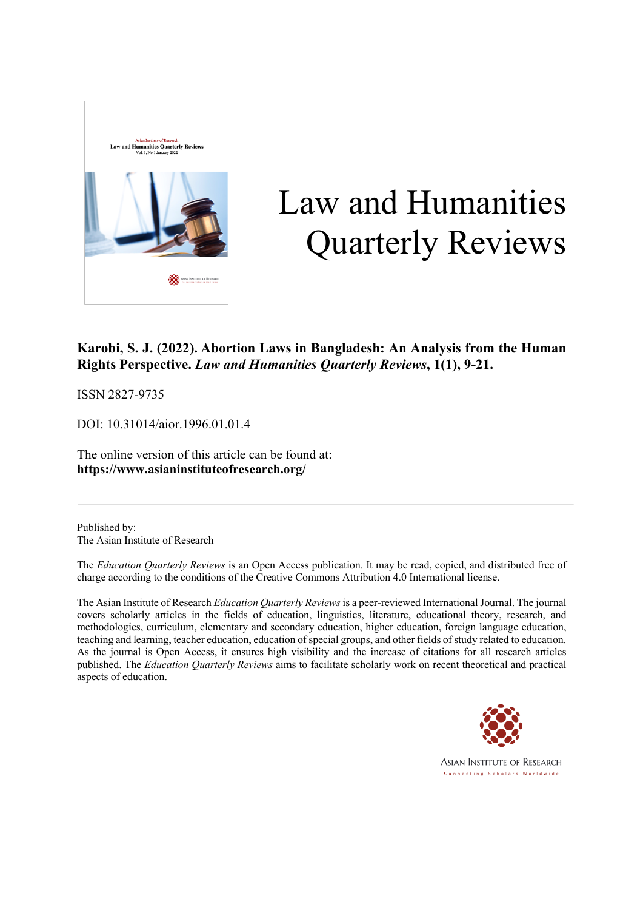# Law and Humanities Quarterly Reviews

**Karobi, S. J. (2022). Abortion Laws in Bangladesh: An Analysis from the Human Rights Perspective. *Law and Humanities Quarterly Reviews*, 1(1), 9-21.**

ISSN 2827-9735

DOI: 10.31014/aior.1996.01.01.4

The online version of this article can be found at:
**https://www.asianinstituteofresearch.org/**

---

Published by:
The Asian Institute of Research

The *Education Quarterly Reviews* is an Open Access publication. It may be read, copied, and distributed free of charge according to the conditions of the Creative Commons Attribution 4.0 International license.

The Asian Institute of Research *Education Quarterly Reviews* is a peer-reviewed International Journal. The journal covers scholarly articles in the fields of education, linguistics, literature, educational theory, research, and methodologies, curriculum, elementary and secondary education, higher education, foreign language education, teaching and learning, teacher education, education of special groups, and other fields of study related to education. As the journal is Open Access, it ensures high visibility and the increase of citations for all research articles published. The *Education Quarterly Reviews* aims to facilitate scholarly work on recent theoretical and practical aspects of education.

ASIAN INSTITUTE OF RESEARCH
Connecting Scholars Worldwide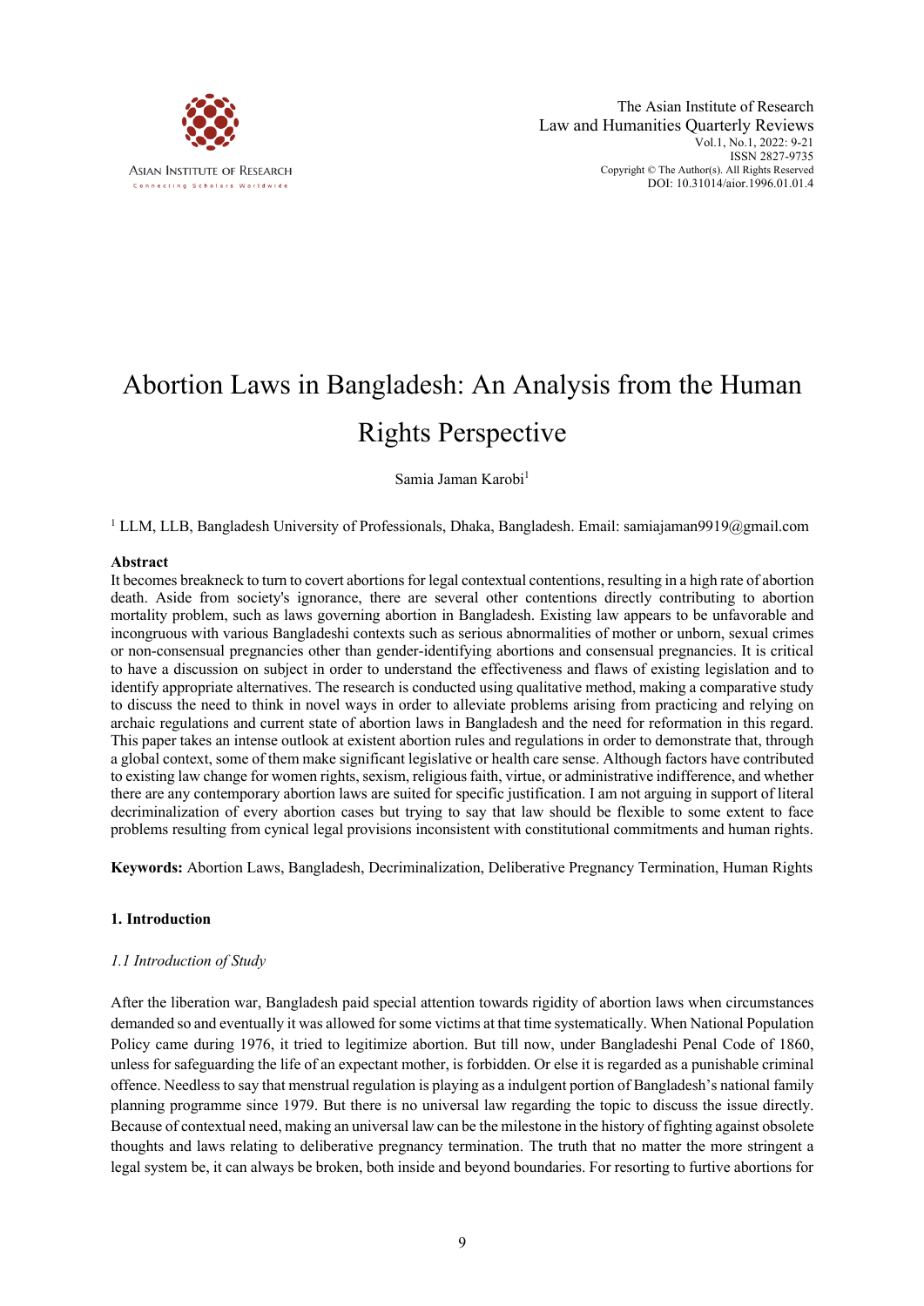# Abortion Laws in Bangladesh: An Analysis from the Human Rights Perspective

Samia Jaman Karobi[1]

[1] LLM, LLB, Bangladesh University of Professionals, Dhaka, Bangladesh. Email: samiajaman9919@gmail.com

## Abstract

It becomes breakneck to turn to covert abortions for legal contextual contentions, resulting in a high rate of abortion death. Aside from society's ignorance, there are several other contentions directly contributing to abortion mortality problem, such as laws governing abortion in Bangladesh. Existing law appears to be unfavorable and incongruous with various Bangladeshi contexts such as serious abnormalities of mother or unborn, sexual crimes or non-consensual pregnancies other than gender-identifying abortions and consensual pregnancies. It is critical to have a discussion on subject in order to understand the effectiveness and flaws of existing legislation and to identify appropriate alternatives. The research is conducted using qualitative method, making a comparative study to discuss the need to think in novel ways in order to alleviate problems arising from practicing and relying on archaic regulations and current state of abortion laws in Bangladesh and the need for reformation in this regard. This paper takes an intense outlook at existent abortion rules and regulations in order to demonstrate that, through a global context, some of them make significant legislative or health care sense. Although factors have contributed to existing law change for women rights, sexism, religious faith, virtue, or administrative indifference, and whether there are any contemporary abortion laws are suited for specific justification. I am not arguing in support of literal decriminalization of every abortion cases but trying to say that law should be flexible to some extent to face problems resulting from cynical legal provisions inconsistent with constitutional commitments and human rights.

**Keywords:** Abortion Laws, Bangladesh, Decriminalization, Deliberative Pregnancy Termination, Human Rights

## 1. Introduction

### *1.1 Introduction of Study*

After the liberation war, Bangladesh paid special attention towards rigidity of abortion laws when circumstances demanded so and eventually it was allowed for some victims at that time systematically. When National Population Policy came during 1976, it tried to legitimize abortion. But till now, under Bangladeshi Penal Code of 1860, unless for safeguarding the life of an expectant mother, is forbidden. Or else it is regarded as a punishable criminal offence. Needless to say that menstrual regulation is playing as a indulgent portion of Bangladesh's national family planning programme since 1979. But there is no universal law regarding the topic to discuss the issue directly. Because of contextual need, making an universal law can be the milestone in the history of fighting against obsolete thoughts and laws relating to deliberative pregnancy termination. The truth that no matter the more stringent a legal system be, it can always be broken, both inside and beyond boundaries. For resorting to furtive abortions for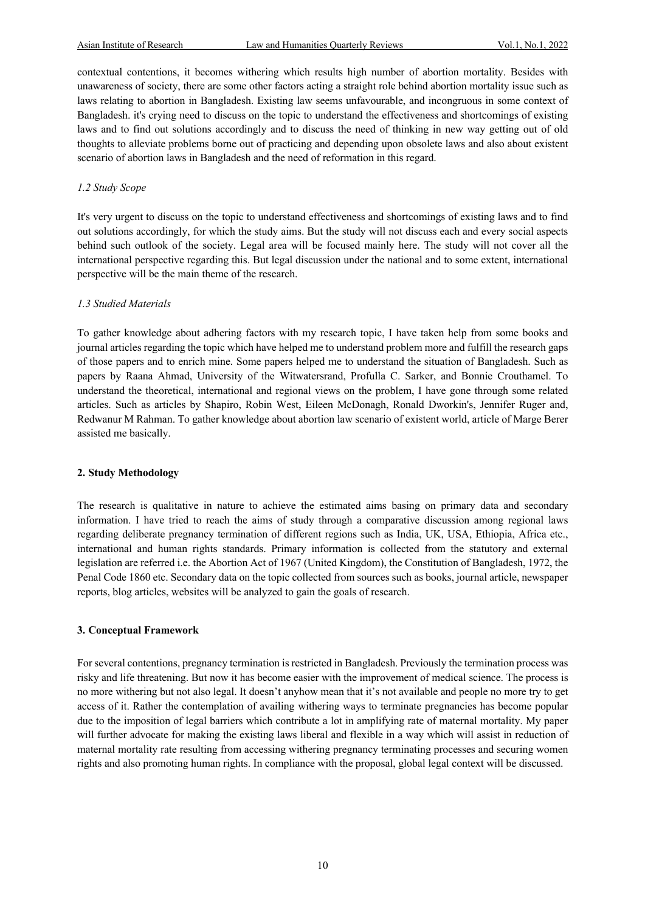contextual contentions, it becomes withering which results high number of abortion mortality. Besides with unawareness of society, there are some other factors acting a straight role behind abortion mortality issue such as laws relating to abortion in Bangladesh. Existing law seems unfavourable, and incongruous in some context of Bangladesh. it's crying need to discuss on the topic to understand the effectiveness and shortcomings of existing laws and to find out solutions accordingly and to discuss the need of thinking in new way getting out of old thoughts to alleviate problems borne out of practicing and depending upon obsolete laws and also about existent scenario of abortion laws in Bangladesh and the need of reformation in this regard.

### *1.2 Study Scope*

It's very urgent to discuss on the topic to understand effectiveness and shortcomings of existing laws and to find out solutions accordingly, for which the study aims. But the study will not discuss each and every social aspects behind such outlook of the society. Legal area will be focused mainly here. The study will not cover all the international perspective regarding this. But legal discussion under the national and to some extent, international perspective will be the main theme of the research.

### *1.3 Studied Materials*

To gather knowledge about adhering factors with my research topic, I have taken help from some books and journal articles regarding the topic which have helped me to understand problem more and fulfill the research gaps of those papers and to enrich mine. Some papers helped me to understand the situation of Bangladesh. Such as papers by Raana Ahmad, University of the Witwatersrand, Profulla C. Sarker, and Bonnie Crouthamel. To understand the theoretical, international and regional views on the problem, I have gone through some related articles. Such as articles by Shapiro, Robin West, Eileen McDonagh, Ronald Dworkin's, Jennifer Ruger and, Redwanur M Rahman. To gather knowledge about abortion law scenario of existent world, article of Marge Berer assisted me basically.

## **2. Study Methodology**

The research is qualitative in nature to achieve the estimated aims basing on primary data and secondary information. I have tried to reach the aims of study through a comparative discussion among regional laws regarding deliberate pregnancy termination of different regions such as India, UK, USA, Ethiopia, Africa etc., international and human rights standards. Primary information is collected from the statutory and external legislation are referred i.e. the Abortion Act of 1967 (United Kingdom), the Constitution of Bangladesh, 1972, the Penal Code 1860 etc. Secondary data on the topic collected from sources such as books, journal article, newspaper reports, blog articles, websites will be analyzed to gain the goals of research.

## **3. Conceptual Framework**

For several contentions, pregnancy termination is restricted in Bangladesh. Previously the termination process was risky and life threatening. But now it has become easier with the improvement of medical science. The process is no more withering but not also legal. It doesn't anyhow mean that it's not available and people no more try to get access of it. Rather the contemplation of availing withering ways to terminate pregnancies has become popular due to the imposition of legal barriers which contribute a lot in amplifying rate of maternal mortality. My paper will further advocate for making the existing laws liberal and flexible in a way which will assist in reduction of maternal mortality rate resulting from accessing withering pregnancy terminating processes and securing women rights and also promoting human rights. In compliance with the proposal, global legal context will be discussed.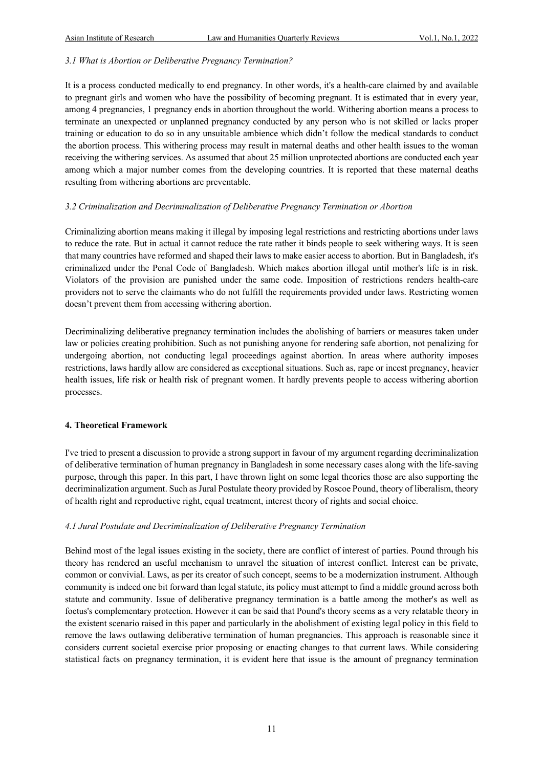### *3.1 What is Abortion or Deliberative Pregnancy Termination?*

It is a process conducted medically to end pregnancy. In other words, it's a health-care claimed by and available to pregnant girls and women who have the possibility of becoming pregnant. It is estimated that in every year, among 4 pregnancies, 1 pregnancy ends in abortion throughout the world. Withering abortion means a process to terminate an unexpected or unplanned pregnancy conducted by any person who is not skilled or lacks proper training or education to do so in any unsuitable ambience which didn't follow the medical standards to conduct the abortion process. This withering process may result in maternal deaths and other health issues to the woman receiving the withering services. As assumed that about 25 million unprotected abortions are conducted each year among which a major number comes from the developing countries. It is reported that these maternal deaths resulting from withering abortions are preventable.

### *3.2 Criminalization and Decriminalization of Deliberative Pregnancy Termination or Abortion*

Criminalizing abortion means making it illegal by imposing legal restrictions and restricting abortions under laws to reduce the rate. But in actual it cannot reduce the rate rather it binds people to seek withering ways. It is seen that many countries have reformed and shaped their laws to make easier access to abortion. But in Bangladesh, it's criminalized under the Penal Code of Bangladesh. Which makes abortion illegal until mother's life is in risk. Violators of the provision are punished under the same code. Imposition of restrictions renders health-care providers not to serve the claimants who do not fulfill the requirements provided under laws. Restricting women doesn't prevent them from accessing withering abortion.

Decriminalizing deliberative pregnancy termination includes the abolishing of barriers or measures taken under law or policies creating prohibition. Such as not punishing anyone for rendering safe abortion, not penalizing for undergoing abortion, not conducting legal proceedings against abortion. In areas where authority imposes restrictions, laws hardly allow are considered as exceptional situations. Such as, rape or incest pregnancy, heavier health issues, life risk or health risk of pregnant women. It hardly prevents people to access withering abortion processes.

## **4. Theoretical Framework**

I've tried to present a discussion to provide a strong support in favour of my argument regarding decriminalization of deliberative termination of human pregnancy in Bangladesh in some necessary cases along with the life-saving purpose, through this paper. In this part, I have thrown light on some legal theories those are also supporting the decriminalization argument. Such as Jural Postulate theory provided by Roscoe Pound, theory of liberalism, theory of health right and reproductive right, equal treatment, interest theory of rights and social choice.

### *4.1 Jural Postulate and Decriminalization of Deliberative Pregnancy Termination*

Behind most of the legal issues existing in the society, there are conflict of interest of parties. Pound through his theory has rendered an useful mechanism to unravel the situation of interest conflict. Interest can be private, common or convivial. Laws, as per its creator of such concept, seems to be a modernization instrument. Although community is indeed one bit forward than legal statute, its policy must attempt to find a middle ground across both statute and community. Issue of deliberative pregnancy termination is a battle among the mother's as well as foetus's complementary protection. However it can be said that Pound's theory seems as a very relatable theory in the existent scenario raised in this paper and particularly in the abolishment of existing legal policy in this field to remove the laws outlawing deliberative termination of human pregnancies. This approach is reasonable since it considers current societal exercise prior proposing or enacting changes to that current laws. While considering statistical facts on pregnancy termination, it is evident here that issue is the amount of pregnancy termination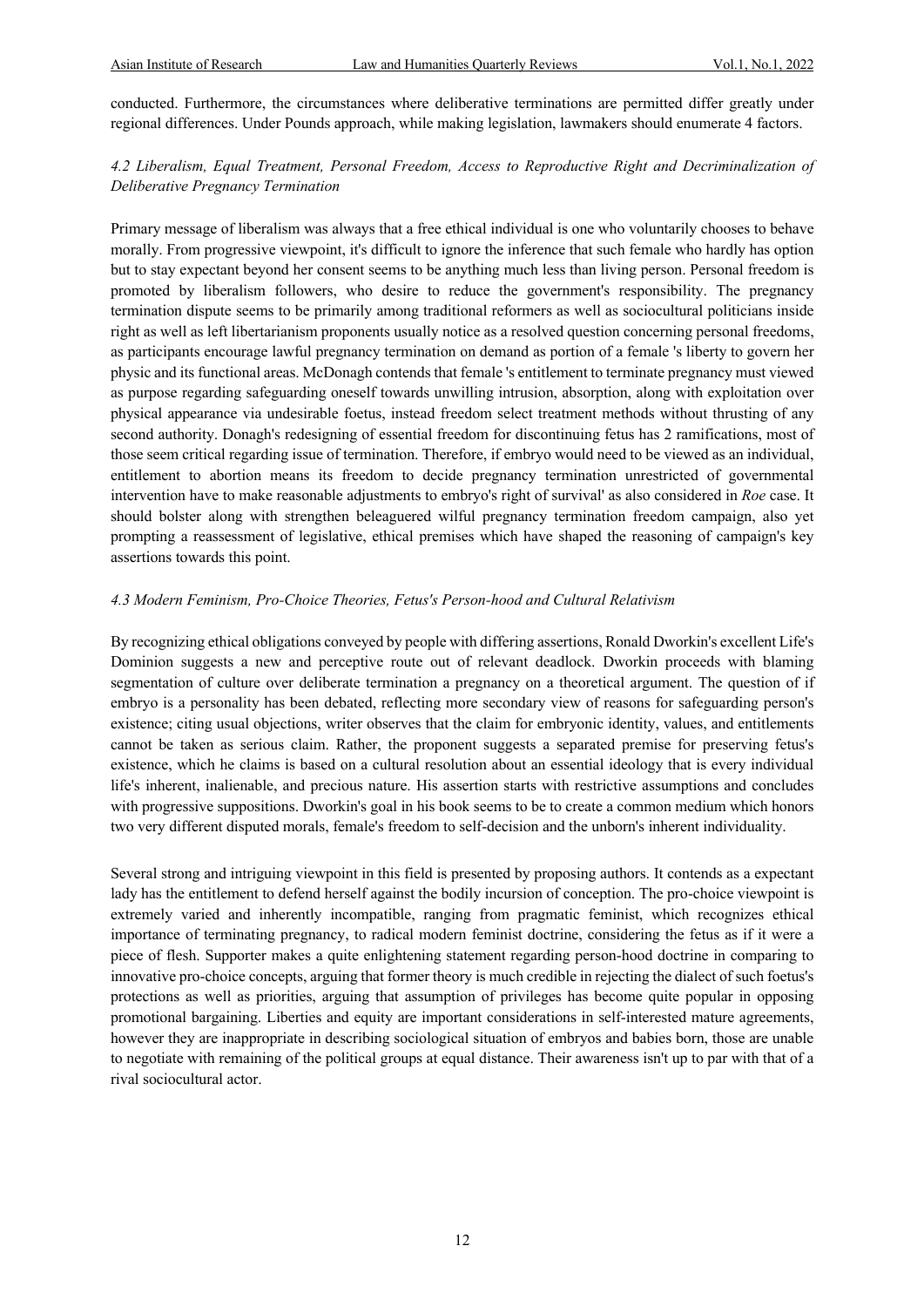conducted. Furthermore, the circumstances where deliberative terminations are permitted differ greatly under regional differences. Under Pounds approach, while making legislation, lawmakers should enumerate 4 factors.

### *4.2 Liberalism, Equal Treatment, Personal Freedom, Access to Reproductive Right and Decriminalization of Deliberative Pregnancy Termination*

Primary message of liberalism was always that a free ethical individual is one who voluntarily chooses to behave morally. From progressive viewpoint, it's difficult to ignore the inference that such female who hardly has option but to stay expectant beyond her consent seems to be anything much less than living person. Personal freedom is promoted by liberalism followers, who desire to reduce the government's responsibility. The pregnancy termination dispute seems to be primarily among traditional reformers as well as sociocultural politicians inside right as well as left libertarianism proponents usually notice as a resolved question concerning personal freedoms, as participants encourage lawful pregnancy termination on demand as portion of a female 's liberty to govern her physic and its functional areas. McDonagh contends that female 's entitlement to terminate pregnancy must viewed as purpose regarding safeguarding oneself towards unwilling intrusion, absorption, along with exploitation over physical appearance via undesirable foetus, instead freedom select treatment methods without thrusting of any second authority. Donagh's redesigning of essential freedom for discontinuing fetus has 2 ramifications, most of those seem critical regarding issue of termination. Therefore, if embryo would need to be viewed as an individual, entitlement to abortion means its freedom to decide pregnancy termination unrestricted of governmental intervention have to make reasonable adjustments to embryo's right of survival' as also considered in *Roe* case. It should bolster along with strengthen beleaguered wilful pregnancy termination freedom campaign, also yet prompting a reassessment of legislative, ethical premises which have shaped the reasoning of campaign's key assertions towards this point.

### *4.3 Modern Feminism, Pro-Choice Theories, Fetus's Person-hood and Cultural Relativism*

By recognizing ethical obligations conveyed by people with differing assertions, Ronald Dworkin's excellent Life's Dominion suggests a new and perceptive route out of relevant deadlock. Dworkin proceeds with blaming segmentation of culture over deliberate termination a pregnancy on a theoretical argument. The question of if embryo is a personality has been debated, reflecting more secondary view of reasons for safeguarding person's existence; citing usual objections, writer observes that the claim for embryonic identity, values, and entitlements cannot be taken as serious claim. Rather, the proponent suggests a separated premise for preserving fetus's existence, which he claims is based on a cultural resolution about an essential ideology that is every individual life's inherent, inalienable, and precious nature. His assertion starts with restrictive assumptions and concludes with progressive suppositions. Dworkin's goal in his book seems to be to create a common medium which honors two very different disputed morals, female's freedom to self-decision and the unborn's inherent individuality.

Several strong and intriguing viewpoint in this field is presented by proposing authors. It contends as a expectant lady has the entitlement to defend herself against the bodily incursion of conception. The pro-choice viewpoint is extremely varied and inherently incompatible, ranging from pragmatic feminist, which recognizes ethical importance of terminating pregnancy, to radical modern feminist doctrine, considering the fetus as if it were a piece of flesh. Supporter makes a quite enlightening statement regarding person-hood doctrine in comparing to innovative pro-choice concepts, arguing that former theory is much credible in rejecting the dialect of such foetus's protections as well as priorities, arguing that assumption of privileges has become quite popular in opposing promotional bargaining. Liberties and equity are important considerations in self-interested mature agreements, however they are inappropriate in describing sociological situation of embryos and babies born, those are unable to negotiate with remaining of the political groups at equal distance. Their awareness isn't up to par with that of a rival sociocultural actor.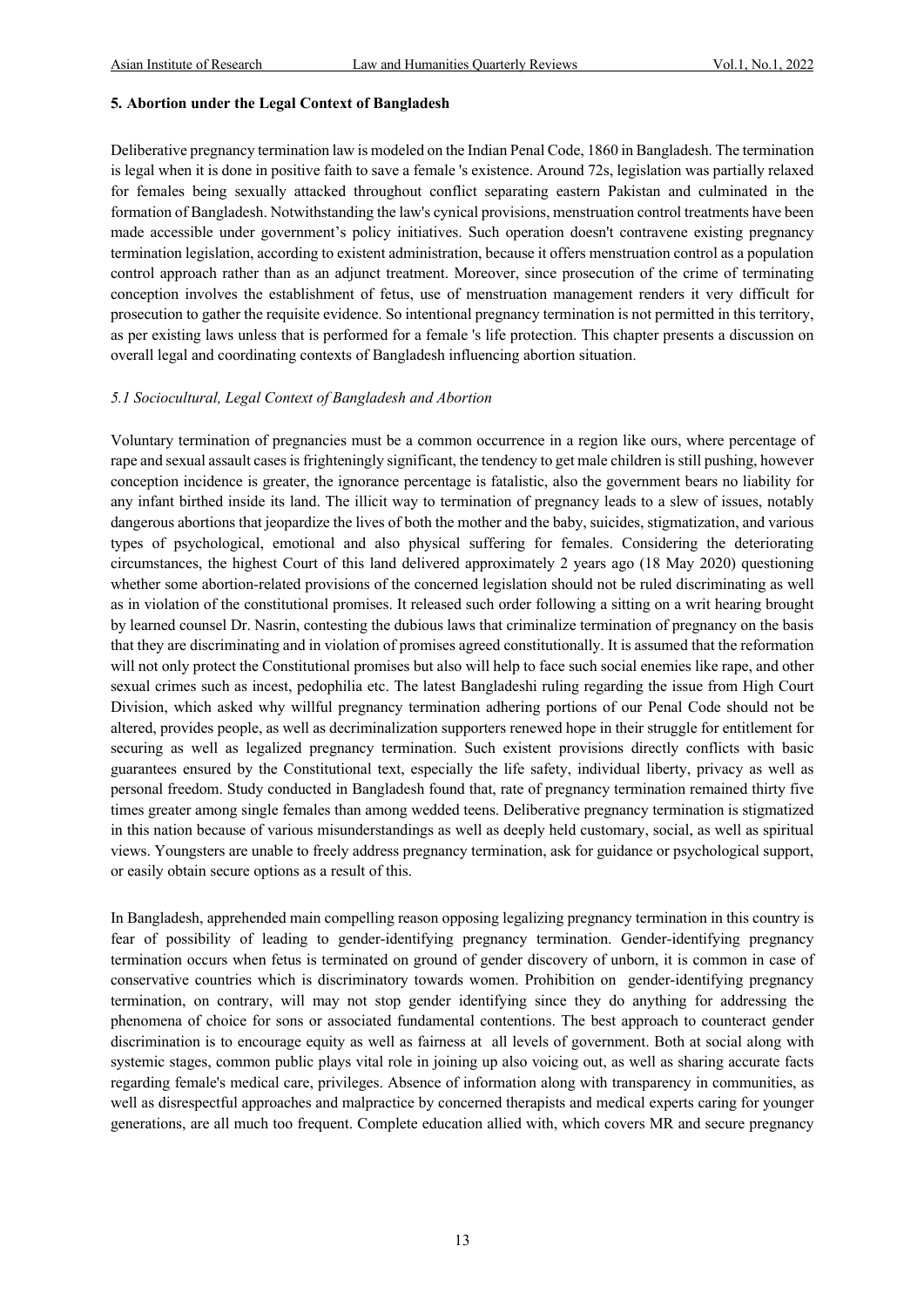## 5. Abortion under the Legal Context of Bangladesh

Deliberative pregnancy termination law is modeled on the Indian Penal Code, 1860 in Bangladesh. The termination is legal when it is done in positive faith to save a female 's existence. Around 72s, legislation was partially relaxed for females being sexually attacked throughout conflict separating eastern Pakistan and culminated in the formation of Bangladesh. Notwithstanding the law's cynical provisions, menstruation control treatments have been made accessible under government's policy initiatives. Such operation doesn't contravene existing pregnancy termination legislation, according to existent administration, because it offers menstruation control as a population control approach rather than as an adjunct treatment. Moreover, since prosecution of the crime of terminating conception involves the establishment of fetus, use of menstruation management renders it very difficult for prosecution to gather the requisite evidence. So intentional pregnancy termination is not permitted in this territory, as per existing laws unless that is performed for a female 's life protection. This chapter presents a discussion on overall legal and coordinating contexts of Bangladesh influencing abortion situation.

### *5.1 Sociocultural, Legal Context of Bangladesh and Abortion*

Voluntary termination of pregnancies must be a common occurrence in a region like ours, where percentage of rape and sexual assault cases is frighteningly significant, the tendency to get male children is still pushing, however conception incidence is greater, the ignorance percentage is fatalistic, also the government bears no liability for any infant birthed inside its land. The illicit way to termination of pregnancy leads to a slew of issues, notably dangerous abortions that jeopardize the lives of both the mother and the baby, suicides, stigmatization, and various types of psychological, emotional and also physical suffering for females. Considering the deteriorating circumstances, the highest Court of this land delivered approximately 2 years ago (18 May 2020) questioning whether some abortion-related provisions of the concerned legislation should not be ruled discriminating as well as in violation of the constitutional promises. It released such order following a sitting on a writ hearing brought by learned counsel Dr. Nasrin, contesting the dubious laws that criminalize termination of pregnancy on the basis that they are discriminating and in violation of promises agreed constitutionally. It is assumed that the reformation will not only protect the Constitutional promises but also will help to face such social enemies like rape, and other sexual crimes such as incest, pedophilia etc. The latest Bangladeshi ruling regarding the issue from High Court Division, which asked why willful pregnancy termination adhering portions of our Penal Code should not be altered, provides people, as well as decriminalization supporters renewed hope in their struggle for entitlement for securing as well as legalized pregnancy termination. Such existent provisions directly conflicts with basic guarantees ensured by the Constitutional text, especially the life safety, individual liberty, privacy as well as personal freedom. Study conducted in Bangladesh found that, rate of pregnancy termination remained thirty five times greater among single females than among wedded teens. Deliberative pregnancy termination is stigmatized in this nation because of various misunderstandings as well as deeply held customary, social, as well as spiritual views. Youngsters are unable to freely address pregnancy termination, ask for guidance or psychological support, or easily obtain secure options as a result of this.

In Bangladesh, apprehended main compelling reason opposing legalizing pregnancy termination in this country is fear of possibility of leading to gender-identifying pregnancy termination. Gender-identifying pregnancy termination occurs when fetus is terminated on ground of gender discovery of unborn, it is common in case of conservative countries which is discriminatory towards women. Prohibition on gender-identifying pregnancy termination, on contrary, will may not stop gender identifying since they do anything for addressing the phenomena of choice for sons or associated fundamental contentions. The best approach to counteract gender discrimination is to encourage equity as well as fairness at all levels of government. Both at social along with systemic stages, common public plays vital role in joining up also voicing out, as well as sharing accurate facts regarding female's medical care, privileges. Absence of information along with transparency in communities, as well as disrespectful approaches and malpractice by concerned therapists and medical experts caring for younger generations, are all much too frequent. Complete education allied with, which covers MR and secure pregnancy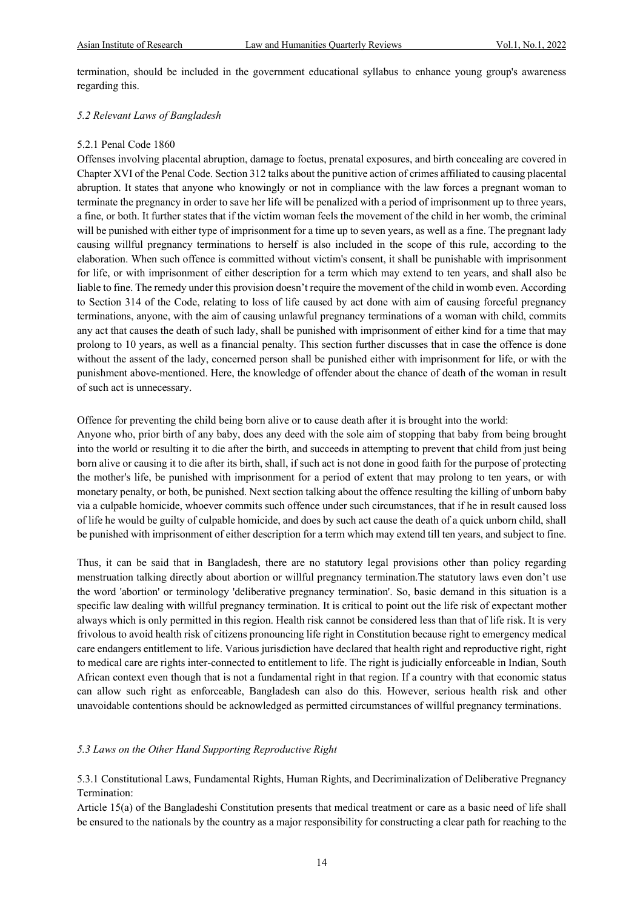termination, should be included in the government educational syllabus to enhance young group's awareness regarding this.

### *5.2 Relevant Laws of Bangladesh*

#### 5.2.1 Penal Code 1860

Offenses involving placental abruption, damage to foetus, prenatal exposures, and birth concealing are covered in Chapter XVI of the Penal Code. Section 312 talks about the punitive action of crimes affiliated to causing placental abruption. It states that anyone who knowingly or not in compliance with the law forces a pregnant woman to terminate the pregnancy in order to save her life will be penalized with a period of imprisonment up to three years, a fine, or both. It further states that if the victim woman feels the movement of the child in her womb, the criminal will be punished with either type of imprisonment for a time up to seven years, as well as a fine. The pregnant lady causing willful pregnancy terminations to herself is also included in the scope of this rule, according to the elaboration. When such offence is committed without victim's consent, it shall be punishable with imprisonment for life, or with imprisonment of either description for a term which may extend to ten years, and shall also be liable to fine. The remedy under this provision doesn't require the movement of the child in womb even. According to Section 314 of the Code, relating to loss of life caused by act done with aim of causing forceful pregnancy terminations, anyone, with the aim of causing unlawful pregnancy terminations of a woman with child, commits any act that causes the death of such lady, shall be punished with imprisonment of either kind for a time that may prolong to 10 years, as well as a financial penalty. This section further discusses that in case the offence is done without the assent of the lady, concerned person shall be punished either with imprisonment for life, or with the punishment above-mentioned. Here, the knowledge of offender about the chance of death of the woman in result of such act is unnecessary.

Offence for preventing the child being born alive or to cause death after it is brought into the world:
Anyone who, prior birth of any baby, does any deed with the sole aim of stopping that baby from being brought into the world or resulting it to die after the birth, and succeeds in attempting to prevent that child from just being born alive or causing it to die after its birth, shall, if such act is not done in good faith for the purpose of protecting the mother's life, be punished with imprisonment for a period of extent that may prolong to ten years, or with monetary penalty, or both, be punished. Next section talking about the offence resulting the killing of unborn baby via a culpable homicide, whoever commits such offence under such circumstances, that if he in result caused loss of life he would be guilty of culpable homicide, and does by such act cause the death of a quick unborn child, shall be punished with imprisonment of either description for a term which may extend till ten years, and subject to fine.

Thus, it can be said that in Bangladesh, there are no statutory legal provisions other than policy regarding menstruation talking directly about abortion or willful pregnancy termination.The statutory laws even don't use the word 'abortion' or terminology 'deliberative pregnancy termination'. So, basic demand in this situation is a specific law dealing with willful pregnancy termination. It is critical to point out the life risk of expectant mother always which is only permitted in this region. Health risk cannot be considered less than that of life risk. It is very frivolous to avoid health risk of citizens pronouncing life right in Constitution because right to emergency medical care endangers entitlement to life. Various jurisdiction have declared that health right and reproductive right, right to medical care are rights inter-connected to entitlement to life. The right is judicially enforceable in Indian, South African context even though that is not a fundamental right in that region. If a country with that economic status can allow such right as enforceable, Bangladesh can also do this. However, serious health risk and other unavoidable contentions should be acknowledged as permitted circumstances of willful pregnancy terminations.

### *5.3 Laws on the Other Hand Supporting Reproductive Right*

#### 5.3.1 Constitutional Laws, Fundamental Rights, Human Rights, and Decriminalization of Deliberative Pregnancy Termination:

Article 15(a) of the Bangladeshi Constitution presents that medical treatment or care as a basic need of life shall be ensured to the nationals by the country as a major responsibility for constructing a clear path for reaching to the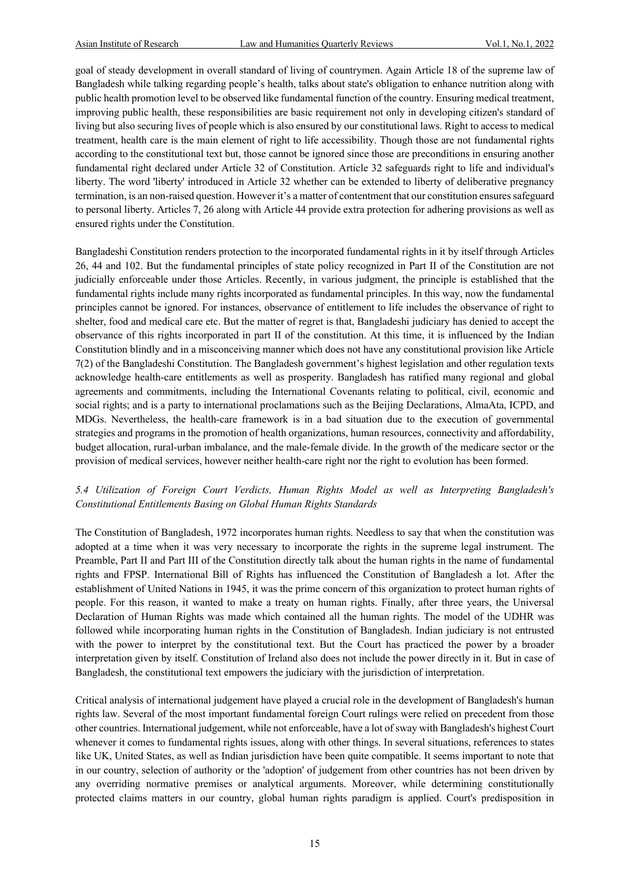goal of steady development in overall standard of living of countrymen. Again Article 18 of the supreme law of Bangladesh while talking regarding people's health, talks about state's obligation to enhance nutrition along with public health promotion level to be observed like fundamental function of the country. Ensuring medical treatment, improving public health, these responsibilities are basic requirement not only in developing citizen's standard of living but also securing lives of people which is also ensured by our constitutional laws. Right to access to medical treatment, health care is the main element of right to life accessibility. Though those are not fundamental rights according to the constitutional text but, those cannot be ignored since those are preconditions in ensuring another fundamental right declared under Article 32 of Constitution. Article 32 safeguards right to life and individual's liberty. The word 'liberty' introduced in Article 32 whether can be extended to liberty of deliberative pregnancy termination, is an non-raised question. However it's a matter of contentment that our constitution ensures safeguard to personal liberty. Articles 7, 26 along with Article 44 provide extra protection for adhering provisions as well as ensured rights under the Constitution.

Bangladeshi Constitution renders protection to the incorporated fundamental rights in it by itself through Articles 26, 44 and 102. But the fundamental principles of state policy recognized in Part II of the Constitution are not judicially enforceable under those Articles. Recently, in various judgment, the principle is established that the fundamental rights include many rights incorporated as fundamental principles. In this way, now the fundamental principles cannot be ignored. For instances, observance of entitlement to life includes the observance of right to shelter, food and medical care etc. But the matter of regret is that, Bangladeshi judiciary has denied to accept the observance of this rights incorporated in part II of the constitution. At this time, it is influenced by the Indian Constitution blindly and in a misconceiving manner which does not have any constitutional provision like Article 7(2) of the Bangladeshi Constitution. The Bangladesh government's highest legislation and other regulation texts acknowledge health-care entitlements as well as prosperity. Bangladesh has ratified many regional and global agreements and commitments, including the International Covenants relating to political, civil, economic and social rights; and is a party to international proclamations such as the Beijing Declarations, AlmaAta, ICPD, and MDGs. Nevertheless, the health-care framework is in a bad situation due to the execution of governmental strategies and programs in the promotion of health organizations, human resources, connectivity and affordability, budget allocation, rural-urban imbalance, and the male-female divide. In the growth of the medicare sector or the provision of medical services, however neither health-care right nor the right to evolution has been formed.

### *5.4 Utilization of Foreign Court Verdicts, Human Rights Model as well as Interpreting Bangladesh's Constitutional Entitlements Basing on Global Human Rights Standards*

The Constitution of Bangladesh, 1972 incorporates human rights. Needless to say that when the constitution was adopted at a time when it was very necessary to incorporate the rights in the supreme legal instrument. The Preamble, Part II and Part III of the Constitution directly talk about the human rights in the name of fundamental rights and FPSP. International Bill of Rights has influenced the Constitution of Bangladesh a lot. After the establishment of United Nations in 1945, it was the prime concern of this organization to protect human rights of people. For this reason, it wanted to make a treaty on human rights. Finally, after three years, the Universal Declaration of Human Rights was made which contained all the human rights. The model of the UDHR was followed while incorporating human rights in the Constitution of Bangladesh. Indian judiciary is not entrusted with the power to interpret by the constitutional text. But the Court has practiced the power by a broader interpretation given by itself. Constitution of Ireland also does not include the power directly in it. But in case of Bangladesh, the constitutional text empowers the judiciary with the jurisdiction of interpretation.

Critical analysis of international judgement have played a crucial role in the development of Bangladesh's human rights law. Several of the most important fundamental foreign Court rulings were relied on precedent from those other countries. International judgement, while not enforceable, have a lot of sway with Bangladesh's highest Court whenever it comes to fundamental rights issues, along with other things. In several situations, references to states like UK, United States, as well as Indian jurisdiction have been quite compatible. It seems important to note that in our country, selection of authority or the 'adoption' of judgement from other countries has not been driven by any overriding normative premises or analytical arguments. Moreover, while determining constitutionally protected claims matters in our country, global human rights paradigm is applied. Court's predisposition in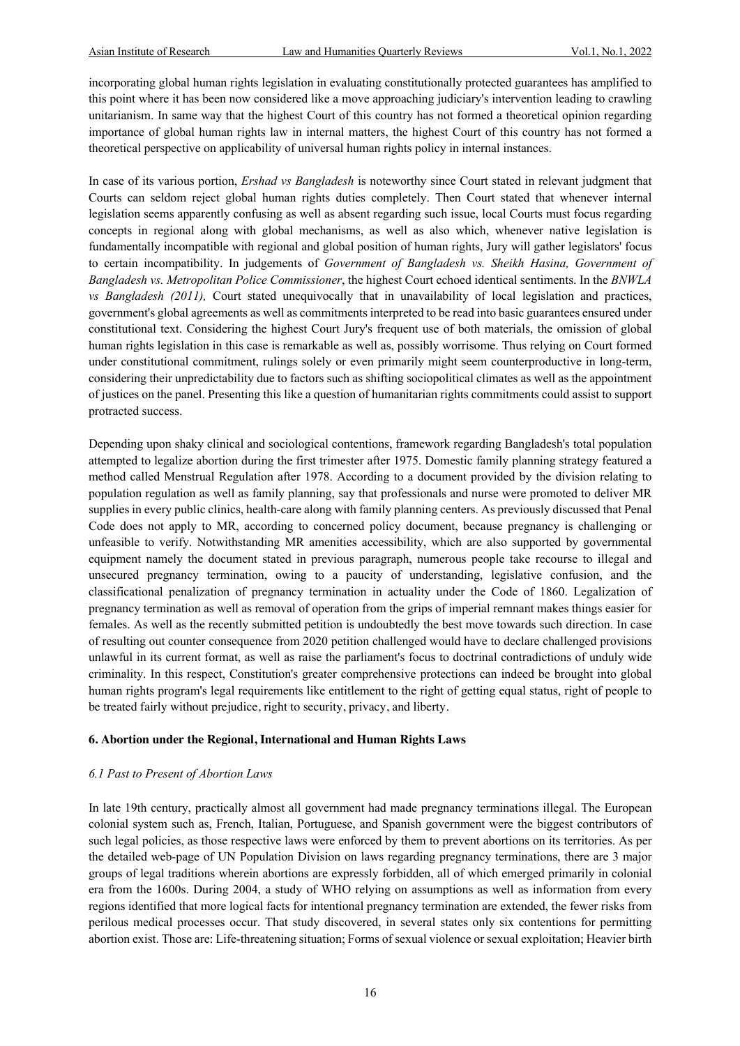incorporating global human rights legislation in evaluating constitutionally protected guarantees has amplified to this point where it has been now considered like a move approaching judiciary's intervention leading to crawling unitarianism. In same way that the highest Court of this country has not formed a theoretical opinion regarding importance of global human rights law in internal matters, the highest Court of this country has not formed a theoretical perspective on applicability of universal human rights policy in internal instances.

In case of its various portion, *Ershad vs Bangladesh* is noteworthy since Court stated in relevant judgment that Courts can seldom reject global human rights duties completely. Then Court stated that whenever internal legislation seems apparently confusing as well as absent regarding such issue, local Courts must focus regarding concepts in regional along with global mechanisms, as well as also which, whenever native legislation is fundamentally incompatible with regional and global position of human rights, Jury will gather legislators' focus to certain incompatibility. In judgements of *Government of Bangladesh vs. Sheikh Hasina, Government of Bangladesh vs. Metropolitan Police Commissioner*, the highest Court echoed identical sentiments. In the *BNWLA vs Bangladesh (2011),* Court stated unequivocally that in unavailability of local legislation and practices, government's global agreements as well as commitments interpreted to be read into basic guarantees ensured under constitutional text. Considering the highest Court Jury's frequent use of both materials, the omission of global human rights legislation in this case is remarkable as well as, possibly worrisome. Thus relying on Court formed under constitutional commitment, rulings solely or even primarily might seem counterproductive in long-term, considering their unpredictability due to factors such as shifting sociopolitical climates as well as the appointment of justices on the panel. Presenting this like a question of humanitarian rights commitments could assist to support protracted success.

Depending upon shaky clinical and sociological contentions, framework regarding Bangladesh's total population attempted to legalize abortion during the first trimester after 1975. Domestic family planning strategy featured a method called Menstrual Regulation after 1978. According to a document provided by the division relating to population regulation as well as family planning, say that professionals and nurse were promoted to deliver MR supplies in every public clinics, health-care along with family planning centers. As previously discussed that Penal Code does not apply to MR, according to concerned policy document, because pregnancy is challenging or unfeasible to verify. Notwithstanding MR amenities accessibility, which are also supported by governmental equipment namely the document stated in previous paragraph, numerous people take recourse to illegal and unsecured pregnancy termination, owing to a paucity of understanding, legislative confusion, and the classificational penalization of pregnancy termination in actuality under the Code of 1860. Legalization of pregnancy termination as well as removal of operation from the grips of imperial remnant makes things easier for females. As well as the recently submitted petition is undoubtedly the best move towards such direction. In case of resulting out counter consequence from 2020 petition challenged would have to declare challenged provisions unlawful in its current format, as well as raise the parliament's focus to doctrinal contradictions of unduly wide criminality. In this respect, Constitution's greater comprehensive protections can indeed be brought into global human rights program's legal requirements like entitlement to the right of getting equal status, right of people to be treated fairly without prejudice, right to security, privacy, and liberty.

## 6. Abortion under the Regional, International and Human Rights Laws

### *6.1 Past to Present of Abortion Laws*

In late 19th century, practically almost all government had made pregnancy terminations illegal. The European colonial system such as, French, Italian, Portuguese, and Spanish government were the biggest contributors of such legal policies, as those respective laws were enforced by them to prevent abortions on its territories. As per the detailed web-page of UN Population Division on laws regarding pregnancy terminations, there are 3 major groups of legal traditions wherein abortions are expressly forbidden, all of which emerged primarily in colonial era from the 1600s. During 2004, a study of WHO relying on assumptions as well as information from every regions identified that more logical facts for intentional pregnancy termination are extended, the fewer risks from perilous medical processes occur. That study discovered, in several states only six contentions for permitting abortion exist. Those are: Life-threatening situation; Forms of sexual violence or sexual exploitation; Heavier birth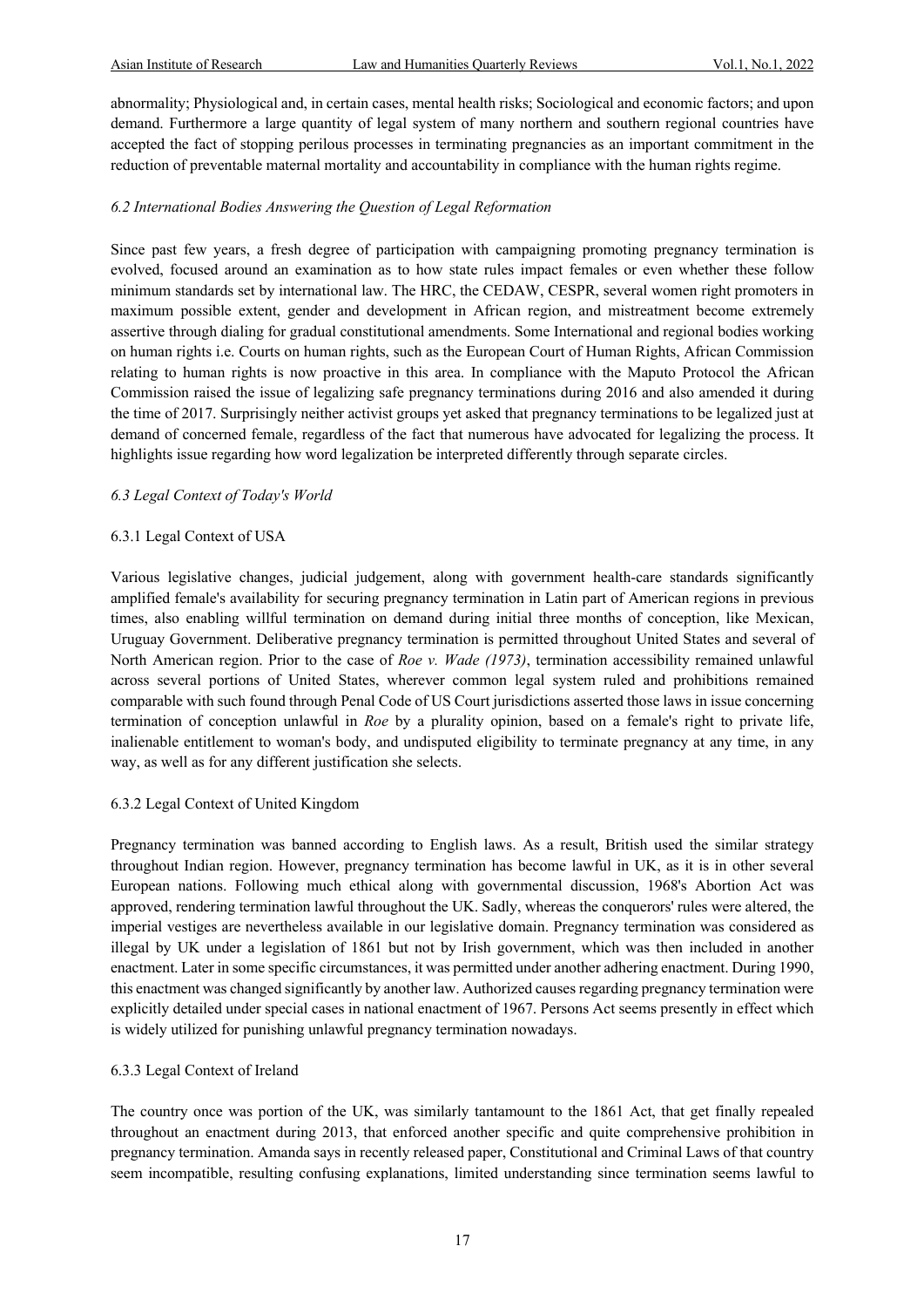abnormality; Physiological and, in certain cases, mental health risks; Sociological and economic factors; and upon demand. Furthermore a large quantity of legal system of many northern and southern regional countries have accepted the fact of stopping perilous processes in terminating pregnancies as an important commitment in the reduction of preventable maternal mortality and accountability in compliance with the human rights regime.

### *6.2 International Bodies Answering the Question of Legal Reformation*

Since past few years, a fresh degree of participation with campaigning promoting pregnancy termination is evolved, focused around an examination as to how state rules impact females or even whether these follow minimum standards set by international law. The HRC, the CEDAW, CESPR, several women right promoters in maximum possible extent, gender and development in African region, and mistreatment become extremely assertive through dialing for gradual constitutional amendments. Some International and regional bodies working on human rights i.e. Courts on human rights, such as the European Court of Human Rights, African Commission relating to human rights is now proactive in this area. In compliance with the Maputo Protocol the African Commission raised the issue of legalizing safe pregnancy terminations during 2016 and also amended it during the time of 2017. Surprisingly neither activist groups yet asked that pregnancy terminations to be legalized just at demand of concerned female, regardless of the fact that numerous have advocated for legalizing the process. It highlights issue regarding how word legalization be interpreted differently through separate circles.

### *6.3 Legal Context of Today's World*

#### 6.3.1 Legal Context of USA

Various legislative changes, judicial judgement, along with government health-care standards significantly amplified female's availability for securing pregnancy termination in Latin part of American regions in previous times, also enabling willful termination on demand during initial three months of conception, like Mexican, Uruguay Government. Deliberative pregnancy termination is permitted throughout United States and several of North American region. Prior to the case of *Roe v. Wade (1973)*, termination accessibility remained unlawful across several portions of United States, wherever common legal system ruled and prohibitions remained comparable with such found through Penal Code of US Court jurisdictions asserted those laws in issue concerning termination of conception unlawful in *Roe* by a plurality opinion, based on a female's right to private life, inalienable entitlement to woman's body, and undisputed eligibility to terminate pregnancy at any time, in any way, as well as for any different justification she selects.

#### 6.3.2 Legal Context of United Kingdom

Pregnancy termination was banned according to English laws. As a result, British used the similar strategy throughout Indian region. However, pregnancy termination has become lawful in UK, as it is in other several European nations. Following much ethical along with governmental discussion, 1968's Abortion Act was approved, rendering termination lawful throughout the UK. Sadly, whereas the conquerors' rules were altered, the imperial vestiges are nevertheless available in our legislative domain. Pregnancy termination was considered as illegal by UK under a legislation of 1861 but not by Irish government, which was then included in another enactment. Later in some specific circumstances, it was permitted under another adhering enactment. During 1990, this enactment was changed significantly by another law. Authorized causes regarding pregnancy termination were explicitly detailed under special cases in national enactment of 1967. Persons Act seems presently in effect which is widely utilized for punishing unlawful pregnancy termination nowadays.

#### 6.3.3 Legal Context of Ireland

The country once was portion of the UK, was similarly tantamount to the 1861 Act, that get finally repealed throughout an enactment during 2013, that enforced another specific and quite comprehensive prohibition in pregnancy termination. Amanda says in recently released paper, Constitutional and Criminal Laws of that country seem incompatible, resulting confusing explanations, limited understanding since termination seems lawful to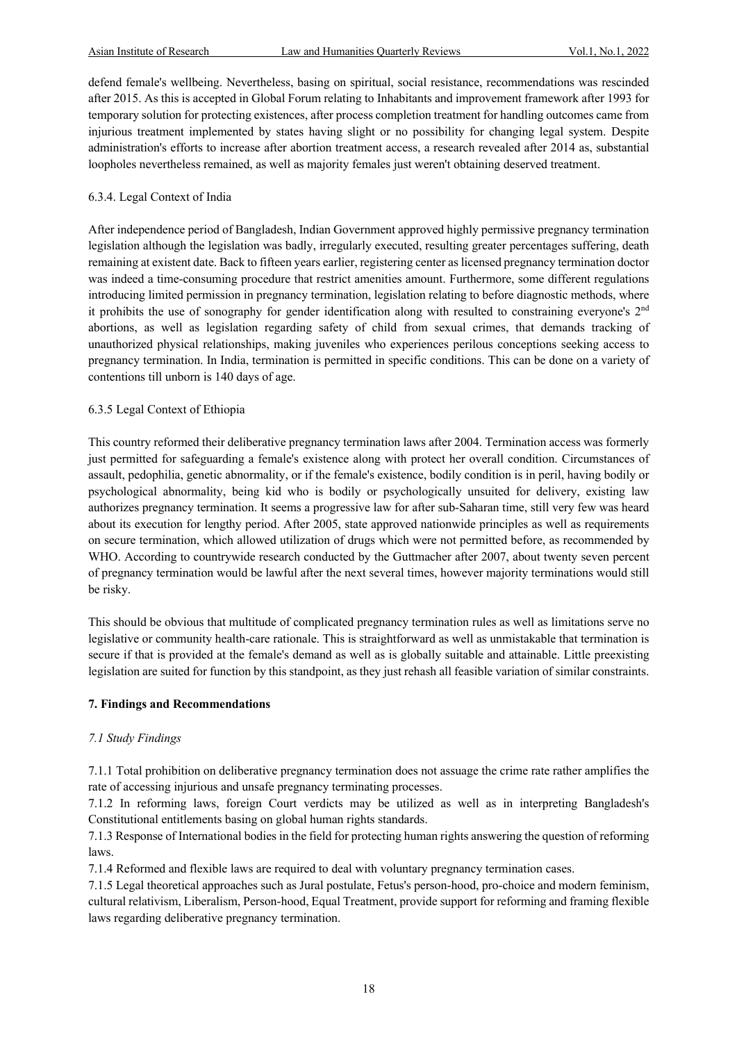defend female's wellbeing. Nevertheless, basing on spiritual, social resistance, recommendations was rescinded after 2015. As this is accepted in Global Forum relating to Inhabitants and improvement framework after 1993 for temporary solution for protecting existences, after process completion treatment for handling outcomes came from injurious treatment implemented by states having slight or no possibility for changing legal system. Despite administration's efforts to increase after abortion treatment access, a research revealed after 2014 as, substantial loopholes nevertheless remained, as well as majority females just weren't obtaining deserved treatment.

6.3.4. Legal Context of India

After independence period of Bangladesh, Indian Government approved highly permissive pregnancy termination legislation although the legislation was badly, irregularly executed, resulting greater percentages suffering, death remaining at existent date. Back to fifteen years earlier, registering center as licensed pregnancy termination doctor was indeed a time-consuming procedure that restrict amenities amount. Furthermore, some different regulations introducing limited permission in pregnancy termination, legislation relating to before diagnostic methods, where it prohibits the use of sonography for gender identification along with resulted to constraining everyone's 2nd abortions, as well as legislation regarding safety of child from sexual crimes, that demands tracking of unauthorized physical relationships, making juveniles who experiences perilous conceptions seeking access to pregnancy termination. In India, termination is permitted in specific conditions. This can be done on a variety of contentions till unborn is 140 days of age.

6.3.5 Legal Context of Ethiopia

This country reformed their deliberative pregnancy termination laws after 2004. Termination access was formerly just permitted for safeguarding a female's existence along with protect her overall condition. Circumstances of assault, pedophilia, genetic abnormality, or if the female's existence, bodily condition is in peril, having bodily or psychological abnormality, being kid who is bodily or psychologically unsuited for delivery, existing law authorizes pregnancy termination. It seems a progressive law for after sub-Saharan time, still very few was heard about its execution for lengthy period. After 2005, state approved nationwide principles as well as requirements on secure termination, which allowed utilization of drugs which were not permitted before, as recommended by WHO. According to countrywide research conducted by the Guttmacher after 2007, about twenty seven percent of pregnancy termination would be lawful after the next several times, however majority terminations would still be risky.

This should be obvious that multitude of complicated pregnancy termination rules as well as limitations serve no legislative or community health-care rationale. This is straightforward as well as unmistakable that termination is secure if that is provided at the female's demand as well as is globally suitable and attainable. Little preexisting legislation are suited for function by this standpoint, as they just rehash all feasible variation of similar constraints.

## 7. Findings and Recommendations

### *7.1 Study Findings*

7.1.1 Total prohibition on deliberative pregnancy termination does not assuage the crime rate rather amplifies the rate of accessing injurious and unsafe pregnancy terminating processes.

7.1.2 In reforming laws, foreign Court verdicts may be utilized as well as in interpreting Bangladesh's Constitutional entitlements basing on global human rights standards.

7.1.3 Response of International bodies in the field for protecting human rights answering the question of reforming laws.

7.1.4 Reformed and flexible laws are required to deal with voluntary pregnancy termination cases.

7.1.5 Legal theoretical approaches such as Jural postulate, Fetus's person-hood, pro-choice and modern feminism, cultural relativism, Liberalism, Person-hood, Equal Treatment, provide support for reforming and framing flexible laws regarding deliberative pregnancy termination.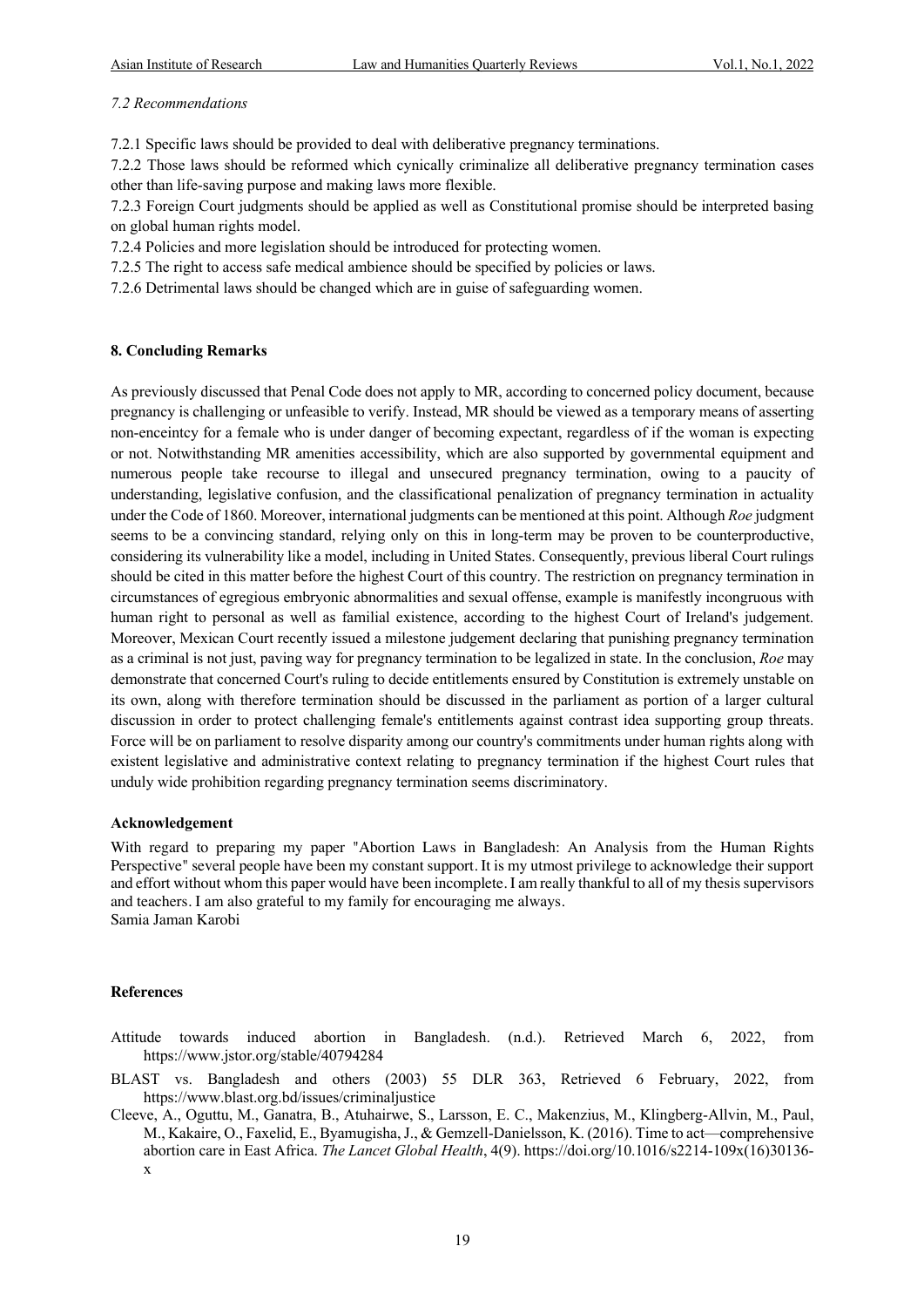*7.2 Recommendations*

7.2.1 Specific laws should be provided to deal with deliberative pregnancy terminations.

7.2.2 Those laws should be reformed which cynically criminalize all deliberative pregnancy termination cases other than life-saving purpose and making laws more flexible.

7.2.3 Foreign Court judgments should be applied as well as Constitutional promise should be interpreted basing on global human rights model.

7.2.4 Policies and more legislation should be introduced for protecting women.

7.2.5 The right to access safe medical ambience should be specified by policies or laws.

7.2.6 Detrimental laws should be changed which are in guise of safeguarding women.

## 8. Concluding Remarks

As previously discussed that Penal Code does not apply to MR, according to concerned policy document, because pregnancy is challenging or unfeasible to verify. Instead, MR should be viewed as a temporary means of asserting non-enceintcy for a female who is under danger of becoming expectant, regardless of if the woman is expecting or not. Notwithstanding MR amenities accessibility, which are also supported by governmental equipment and numerous people take recourse to illegal and unsecured pregnancy termination, owing to a paucity of understanding, legislative confusion, and the classificational penalization of pregnancy termination in actuality under the Code of 1860. Moreover, international judgments can be mentioned at this point. Although *Roe* judgment seems to be a convincing standard, relying only on this in long-term may be proven to be counterproductive, considering its vulnerability like a model, including in United States. Consequently, previous liberal Court rulings should be cited in this matter before the highest Court of this country. The restriction on pregnancy termination in circumstances of egregious embryonic abnormalities and sexual offense, example is manifestly incongruous with human right to personal as well as familial existence, according to the highest Court of Ireland's judgement. Moreover, Mexican Court recently issued a milestone judgement declaring that punishing pregnancy termination as a criminal is not just, paving way for pregnancy termination to be legalized in state. In the conclusion, *Roe* may demonstrate that concerned Court's ruling to decide entitlements ensured by Constitution is extremely unstable on its own, along with therefore termination should be discussed in the parliament as portion of a larger cultural discussion in order to protect challenging female's entitlements against contrast idea supporting group threats. Force will be on parliament to resolve disparity among our country's commitments under human rights along with existent legislative and administrative context relating to pregnancy termination if the highest Court rules that unduly wide prohibition regarding pregnancy termination seems discriminatory.

### Acknowledgement

With regard to preparing my paper "Abortion Laws in Bangladesh: An Analysis from the Human Rights Perspective" several people have been my constant support. It is my utmost privilege to acknowledge their support and effort without whom this paper would have been incomplete. I am really thankful to all of my thesis supervisors and teachers. I am also grateful to my family for encouraging me always.
Samia Jaman Karobi

### References

Attitude towards induced abortion in Bangladesh. (n.d.). Retrieved March 6, 2022, from https://www.jstor.org/stable/40794284

BLAST vs. Bangladesh and others (2003) 55 DLR 363, Retrieved 6 February, 2022, from https://www.blast.org.bd/issues/criminaljustice

Cleeve, A., Oguttu, M., Ganatra, B., Atuhairwe, S., Larsson, E. C., Makenzius, M., Klingberg-Allvin, M., Paul, M., Kakaire, O., Faxelid, E., Byamugisha, J., & Gemzell-Danielsson, K. (2016). Time to act—comprehensive abortion care in East Africa. *The Lancet Global Health*, 4(9). https://doi.org/10.1016/s2214-109x(16)30136-x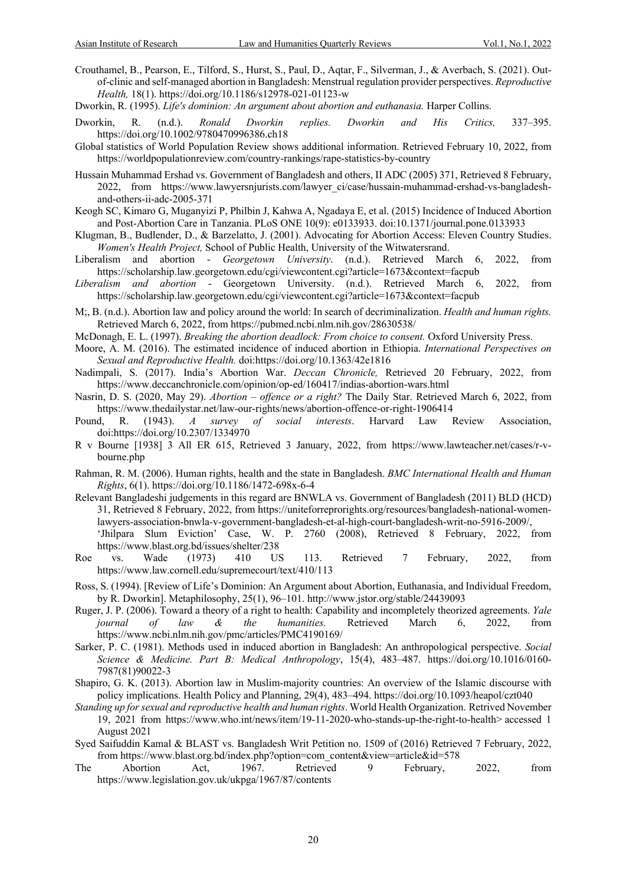Crouthamel, B., Pearson, E., Tilford, S., Hurst, S., Paul, D., Aqtar, F., Silverman, J., & Averbach, S. (2021). Out-of-clinic and self-managed abortion in Bangladesh: Menstrual regulation provider perspectives. *Reproductive Health,* 18(1). https://doi.org/10.1186/s12978-021-01123-w

Dworkin, R. (1995). *Life's dominion: An argument about abortion and euthanasia.* Harper Collins.

Dworkin, R. (n.d.). *Ronald Dworkin replies. Dworkin and His Critics,* 337–395. https://doi.org/10.1002/9780470996386.ch18

Global statistics of World Population Review shows additional information. Retrieved February 10, 2022, from https://worldpopulationreview.com/country-rankings/rape-statistics-by-country

Hussain Muhammad Ershad vs. Government of Bangladesh and others, II ADC (2005) 371, Retrieved 8 February, 2022, from https://www.lawyersnjurists.com/lawyer_ci/case/hussain-muhammad-ershad-vs-bangladesh-and-others-ii-adc-2005-371

Keogh SC, Kimaro G, Muganyizi P, Philbin J, Kahwa A, Ngadaya E, et al. (2015) Incidence of Induced Abortion and Post-Abortion Care in Tanzania. PLoS ONE 10(9): e0133933. doi:10.1371/journal.pone.0133933

Klugman, B., Budlender, D., & Barzelatto, J. (2001). Advocating for Abortion Access: Eleven Country Studies. *Women's Health Project,* School of Public Health, University of the Witwatersrand.

Liberalism and abortion - *Georgetown University*. (n.d.). Retrieved March 6, 2022, from https://scholarship.law.georgetown.edu/cgi/viewcontent.cgi?article=1673&context=facpub

*Liberalism and abortion* - Georgetown University. (n.d.). Retrieved March 6, 2022, from https://scholarship.law.georgetown.edu/cgi/viewcontent.cgi?article=1673&context=facpub

M;, B. (n.d.). Abortion law and policy around the world: In search of decriminalization. *Health and human rights.* Retrieved March 6, 2022, from https://pubmed.ncbi.nlm.nih.gov/28630538/

McDonagh, E. L. (1997). *Breaking the abortion deadlock: From choice to consent.* Oxford University Press.

Moore, A. M. (2016). The estimated incidence of induced abortion in Ethiopia. *International Perspectives on Sexual and Reproductive Health.* doi:https://doi.org/10.1363/42e1816

Nadimpali, S. (2017). India's Abortion War. *Deccan Chronicle,* Retrieved 20 February, 2022, from https://www.deccanchronicle.com/opinion/op-ed/160417/indias-abortion-wars.html

Nasrin, D. S. (2020, May 29). *Abortion – offence or a right?* The Daily Star. Retrieved March 6, 2022, from https://www.thedailystar.net/law-our-rights/news/abortion-offence-or-right-1906414

Pound, R. (1943). *A survey of social interests*. Harvard Law Review Association, doi:https://doi.org/10.2307/1334970

R v Bourne [1938] 3 All ER 615, Retrieved 3 January, 2022, from https://www.lawteacher.net/cases/r-v-bourne.php

Rahman, R. M. (2006). Human rights, health and the state in Bangladesh. *BMC International Health and Human Rights*, 6(1). https://doi.org/10.1186/1472-698x-6-4

Relevant Bangladeshi judgements in this regard are BNWLA vs. Government of Bangladesh (2011) BLD (HCD) 31, Retrieved 8 February, 2022, from https://uniteforreprorights.org/resources/bangladesh-national-women-lawyers-association-bnwla-v-government-bangladesh-et-al-high-court-bangladesh-writ-no-5916-2009/, 'Jhilpara Slum Eviction' Case, W. P. 2760 (2008), Retrieved 8 February, 2022, from https://www.blast.org.bd/issues/shelter/238

Roe vs. Wade (1973) 410 US 113. Retrieved 7 February, 2022, from https://www.law.cornell.edu/supremecourt/text/410/113

Ross, S. (1994). [Review of Life's Dominion: An Argument about Abortion, Euthanasia, and Individual Freedom, by R. Dworkin]. Metaphilosophy, 25(1), 96–101. http://www.jstor.org/stable/24439093

Ruger, J. P. (2006). Toward a theory of a right to health: Capability and incompletely theorized agreements. *Yale journal of law & the humanities.* Retrieved March 6, 2022, from https://www.ncbi.nlm.nih.gov/pmc/articles/PMC4190169/

Sarker, P. C. (1981). Methods used in induced abortion in Bangladesh: An anthropological perspective. *Social Science & Medicine. Part B: Medical Anthropology*, 15(4), 483–487. https://doi.org/10.1016/0160-7987(81)90022-3

Shapiro, G. K. (2013). Abortion law in Muslim-majority countries: An overview of the Islamic discourse with policy implications. Health Policy and Planning, 29(4), 483–494. https://doi.org/10.1093/heapol/czt040

*Standing up for sexual and reproductive health and human rights*. World Health Organization. Retrived November 19, 2021 from https://www.who.int/news/item/19-11-2020-who-stands-up-the-right-to-health> accessed 1 August 2021

Syed Saifuddin Kamal & BLAST vs. Bangladesh Writ Petition no. 1509 of (2016) Retrieved 7 February, 2022, from https://www.blast.org.bd/index.php?option=com_content&view=article&id=578

The Abortion Act, 1967. Retrieved 9 February, 2022, from https://www.legislation.gov.uk/ukpga/1967/87/contents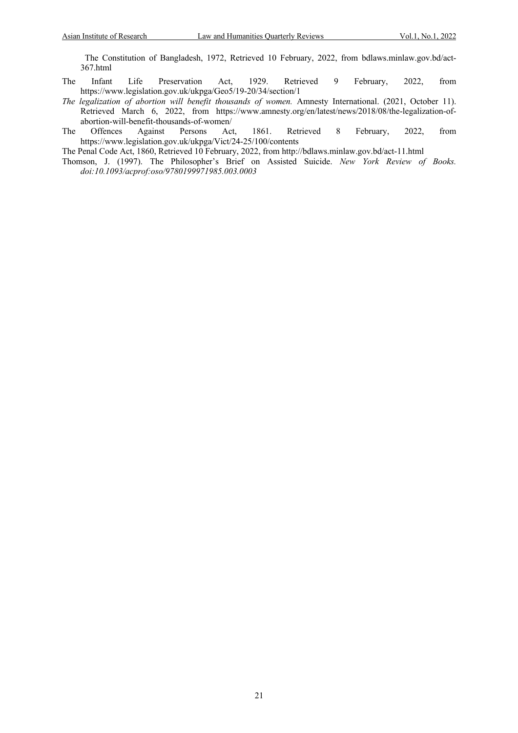The Constitution of Bangladesh, 1972, Retrieved 10 February, 2022, from bdlaws.minlaw.gov.bd/act-367.html

The Infant Life Preservation Act, 1929. Retrieved 9 February, 2022, from https://www.legislation.gov.uk/ukpga/Geo5/19-20/34/section/1

*The legalization of abortion will benefit thousands of women.* Amnesty International. (2021, October 11). Retrieved March 6, 2022, from https://www.amnesty.org/en/latest/news/2018/08/the-legalization-of-abortion-will-benefit-thousands-of-women/

The Offences Against Persons Act, 1861. Retrieved 8 February, 2022, from https://www.legislation.gov.uk/ukpga/Vict/24-25/100/contents

The Penal Code Act, 1860, Retrieved 10 February, 2022, from http://bdlaws.minlaw.gov.bd/act-11.html

Thomson, J. (1997). The Philosopher's Brief on Assisted Suicide. *New York Review of Books. doi:10.1093/acprof:oso/9780199971985.003.0003*